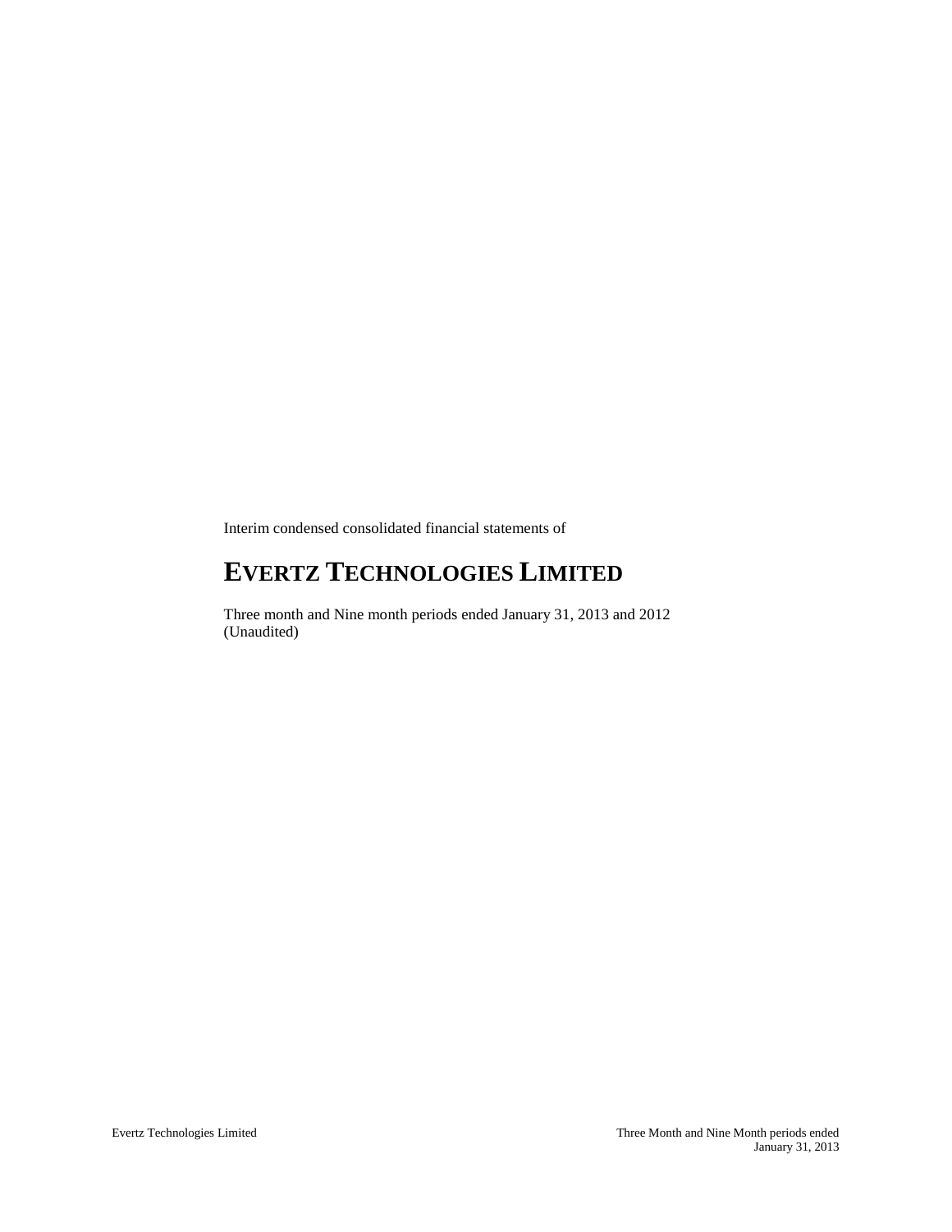Interim condensed consolidated financial statements of

# EVERTZ TECHNOLOGIES LIMITED

Three month and Nine month periods ended January 31, 2013 and 2012
(Unaudited)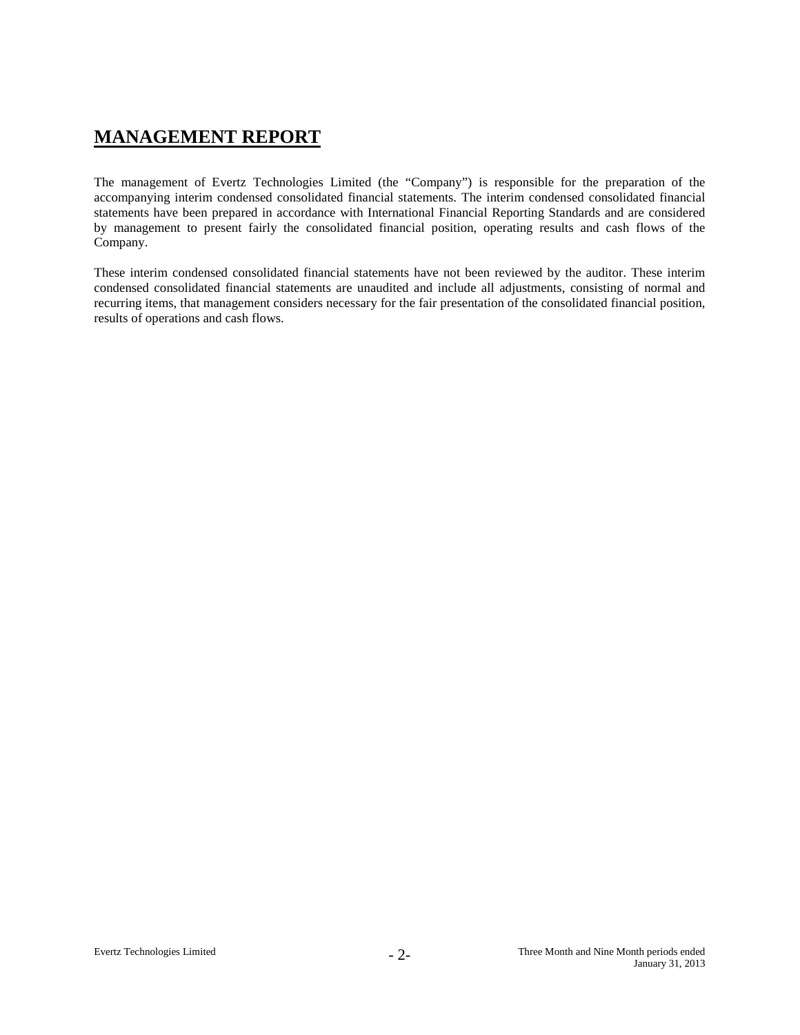# MANAGEMENT REPORT

The management of Evertz Technologies Limited (the "Company") is responsible for the preparation of the accompanying interim condensed consolidated financial statements. The interim condensed consolidated financial statements have been prepared in accordance with International Financial Reporting Standards and are considered by management to present fairly the consolidated financial position, operating results and cash flows of the Company.

These interim condensed consolidated financial statements have not been reviewed by the auditor. These interim condensed consolidated financial statements are unaudited and include all adjustments, consisting of normal and recurring items, that management considers necessary for the fair presentation of the consolidated financial position, results of operations and cash flows.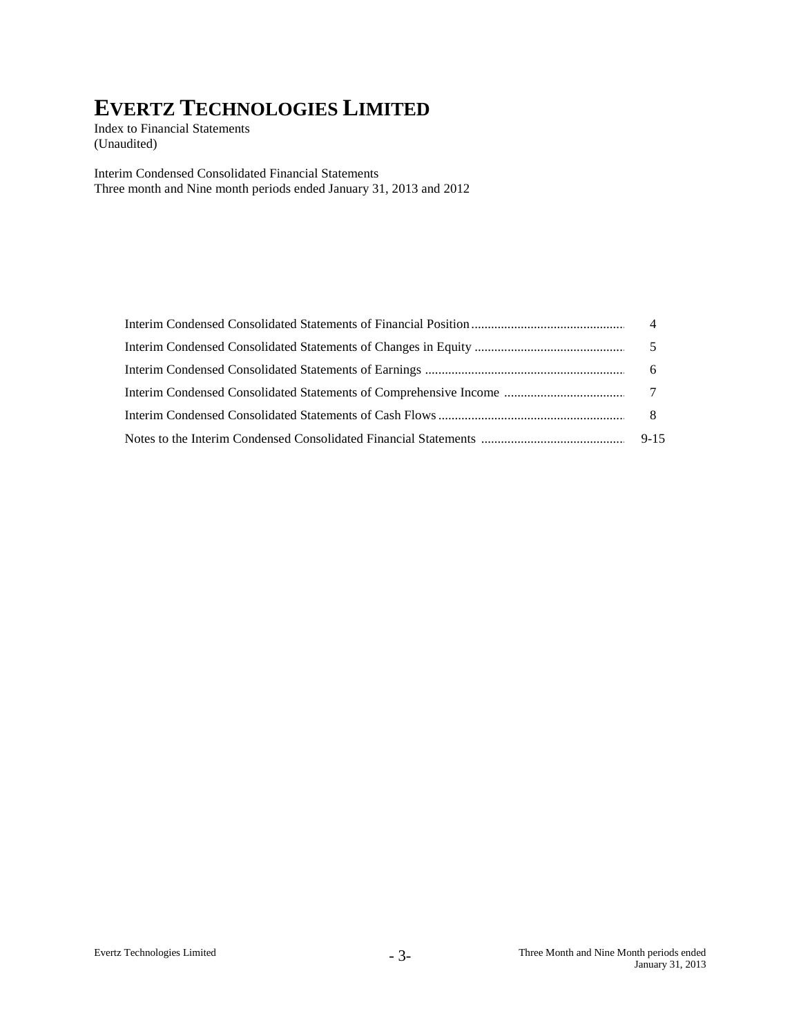# EVERTZ TECHNOLOGIES LIMITED

Index to Financial Statements
(Unaudited)

Interim Condensed Consolidated Financial Statements
Three month and Nine month periods ended January 31, 2013 and 2012

| | |
|---|---|
| Interim Condensed Consolidated Statements of Financial Position | 4 |
| Interim Condensed Consolidated Statements of Changes in Equity | 5 |
| Interim Condensed Consolidated Statements of Earnings | 6 |
| Interim Condensed Consolidated Statements of Comprehensive Income | 7 |
| Interim Condensed Consolidated Statements of Cash Flows | 8 |
| Notes to the Interim Condensed Consolidated Financial Statements | 9-15 |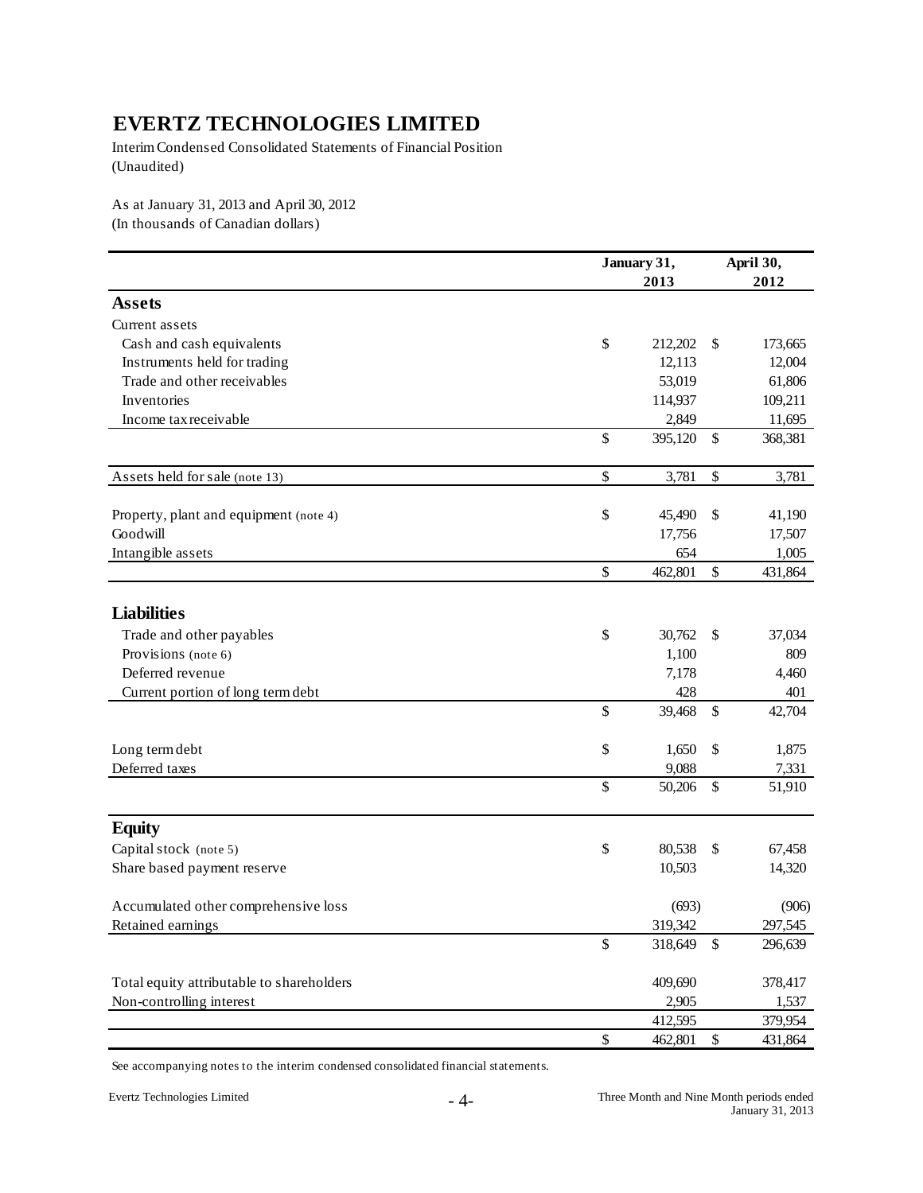# EVERTZ TECHNOLOGIES LIMITED

Interim Condensed Consolidated Statements of Financial Position
(Unaudited)

As at January 31, 2013 and April 30, 2012
(In thousands of Canadian dollars)

| | January 31, 2013 | April 30, 2012 |
|---|---|---|
| **Assets** | | |
| Current assets | | |
| Cash and cash equivalents | $ 212,202 | $ 173,665 |
| Instruments held for trading | 12,113 | 12,004 |
| Trade and other receivables | 53,019 | 61,806 |
| Inventories | 114,937 | 109,211 |
| Income tax receivable | 2,849 | 11,695 |
| | $ 395,120 | $ 368,381 |
| Assets held for sale (note 13) | $ 3,781 | $ 3,781 |
| Property, plant and equipment (note 4) | $ 45,490 | $ 41,190 |
| Goodwill | 17,756 | 17,507 |
| Intangible assets | 654 | 1,005 |
| | $ 462,801 | $ 431,864 |
| **Liabilities** | | |
| Trade and other payables | $ 30,762 | $ 37,034 |
| Provisions (note 6) | 1,100 | 809 |
| Deferred revenue | 7,178 | 4,460 |
| Current portion of long term debt | 428 | 401 |
| | $ 39,468 | $ 42,704 |
| Long term debt | $ 1,650 | $ 1,875 |
| Deferred taxes | 9,088 | 7,331 |
| | $ 50,206 | $ 51,910 |
| **Equity** | | |
| Capital stock (note 5) | $ 80,538 | $ 67,458 |
| Share based payment reserve | 10,503 | 14,320 |
| Accumulated other comprehensive loss | (693) | (906) |
| Retained earnings | 319,342 | 297,545 |
| | $ 318,649 | $ 296,639 |
| Total equity attributable to shareholders | 409,690 | 378,417 |
| Non-controlling interest | 2,905 | 1,537 |
| | 412,595 | 379,954 |
| | $ 462,801 | $ 431,864 |

See accompanying notes to the interim condensed consolidated financial statements.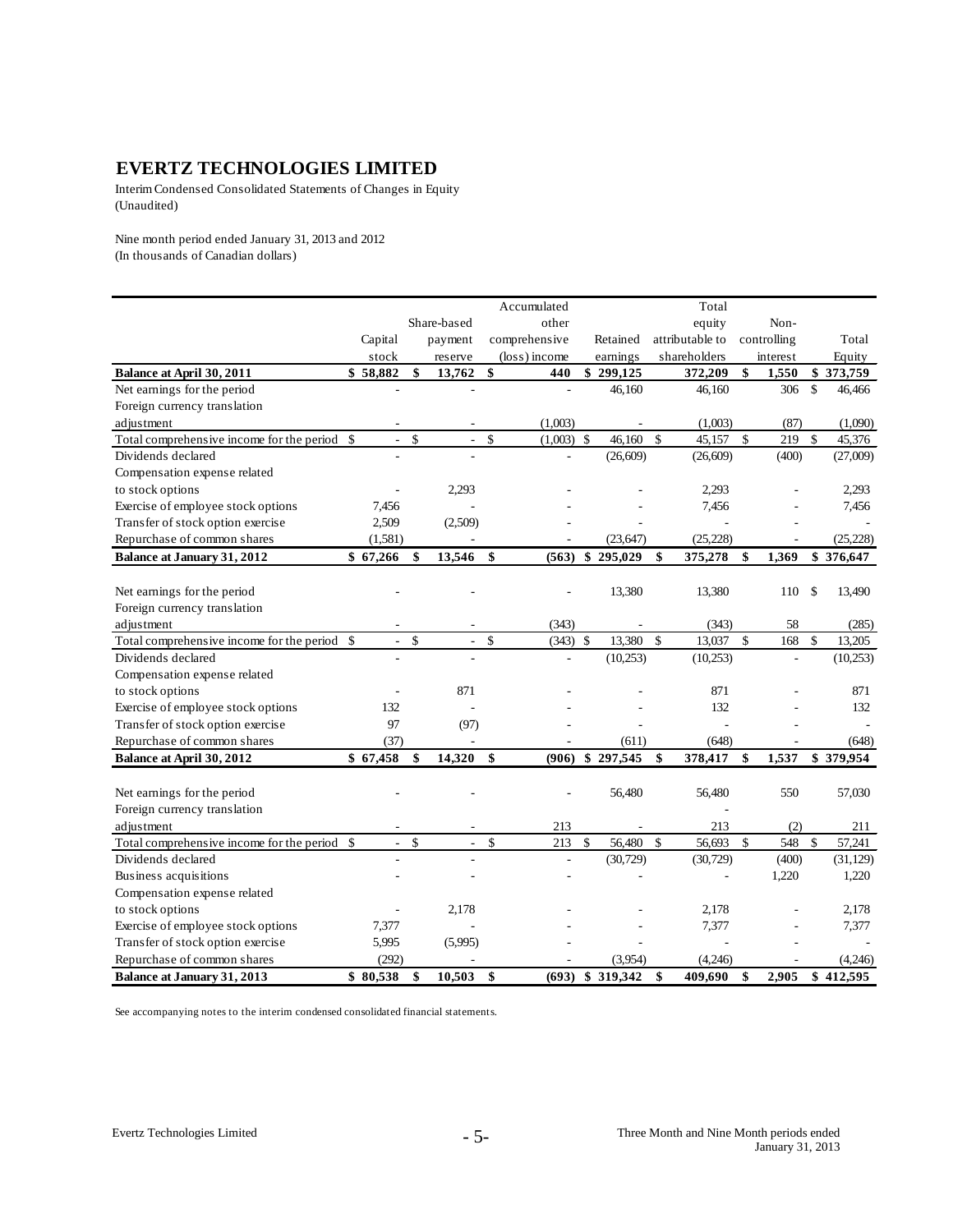# EVERTZ TECHNOLOGIES LIMITED

Interim Condensed Consolidated Statements of Changes in Equity
(Unaudited)

Nine month period ended January 31, 2013 and 2012
(In thousands of Canadian dollars)

| | Capital stock | Share-based payment reserve | Accumulated other comprehensive (loss) income | Retained earnings | Total equity attributable to shareholders | Non-controlling interest | Total Equity |
|---|---|---|---|---|---|---|---|
| **Balance at April 30, 2011** | **$ 58,882** | **$ 13,762** | **$ 440** | **$ 299,125** | **372,209** | **$ 1,550** | **$ 373,759** |
| Net earnings for the period | - | - | - | 46,160 | 46,160 | 306 | $ 46,466 |
| Foreign currency translation adjustment | - | - | (1,003) | - | (1,003) | (87) | (1,090) |
| Total comprehensive income for the period | $ - | $ - | $ (1,003) | $ 46,160 | $ 45,157 | $ 219 | $ 45,376 |
| Dividends declared | - | - | - | (26,609) | (26,609) | (400) | (27,009) |
| Compensation expense related to stock options | - | 2,293 | - | - | 2,293 | - | 2,293 |
| Exercise of employee stock options | 7,456 | - | - | - | 7,456 | - | 7,456 |
| Transfer of stock option exercise | 2,509 | (2,509) | - | - | - | - | - |
| Repurchase of common shares | (1,581) | - | - | (23,647) | (25,228) | - | (25,228) |
| **Balance at January 31, 2012** | **$ 67,266** | **$ 13,546** | **$ (563)** | **$ 295,029** | **$ 375,278** | **$ 1,369** | **$ 376,647** |
| Net earnings for the period | - | - | - | 13,380 | 13,380 | 110 | $ 13,490 |
| Foreign currency translation adjustment | - | - | (343) | - | (343) | 58 | (285) |
| Total comprehensive income for the period | $ - | $ - | $ (343) | $ 13,380 | $ 13,037 | $ 168 | $ 13,205 |
| Dividends declared | - | - | - | (10,253) | (10,253) | - | (10,253) |
| Compensation expense related to stock options | - | 871 | - | - | 871 | - | 871 |
| Exercise of employee stock options | 132 | - | - | - | 132 | - | 132 |
| Transfer of stock option exercise | 97 | (97) | - | - | - | - | - |
| Repurchase of common shares | (37) | - | - | (611) | (648) | - | (648) |
| **Balance at April 30, 2012** | **$ 67,458** | **$ 14,320** | **$ (906)** | **$ 297,545** | **$ 378,417** | **$ 1,537** | **$ 379,954** |
| Net earnings for the period | - | - | - | 56,480 | 56,480 | 550 | 57,030 |
| Foreign currency translation adjustment | - | - | 213 | - | 213 | (2) | 211 |
| Total comprehensive income for the period | $ - | $ - | $ 213 | $ 56,480 | $ 56,693 | $ 548 | $ 57,241 |
| Dividends declared | - | - | - | (30,729) | (30,729) | (400) | (31,129) |
| Business acquisitions | - | - | - | - | - | 1,220 | 1,220 |
| Compensation expense related to stock options | - | 2,178 | - | - | 2,178 | - | 2,178 |
| Exercise of employee stock options | 7,377 | - | - | - | 7,377 | - | 7,377 |
| Transfer of stock option exercise | 5,995 | (5,995) | - | - | - | - | - |
| Repurchase of common shares | (292) | - | - | (3,954) | (4,246) | - | (4,246) |
| **Balance at January 31, 2013** | **$ 80,538** | **$ 10,503** | **$ (693)** | **$ 319,342** | **$ 409,690** | **$ 2,905** | **$ 412,595** |

See accompanying notes to the interim condensed consolidated financial statements.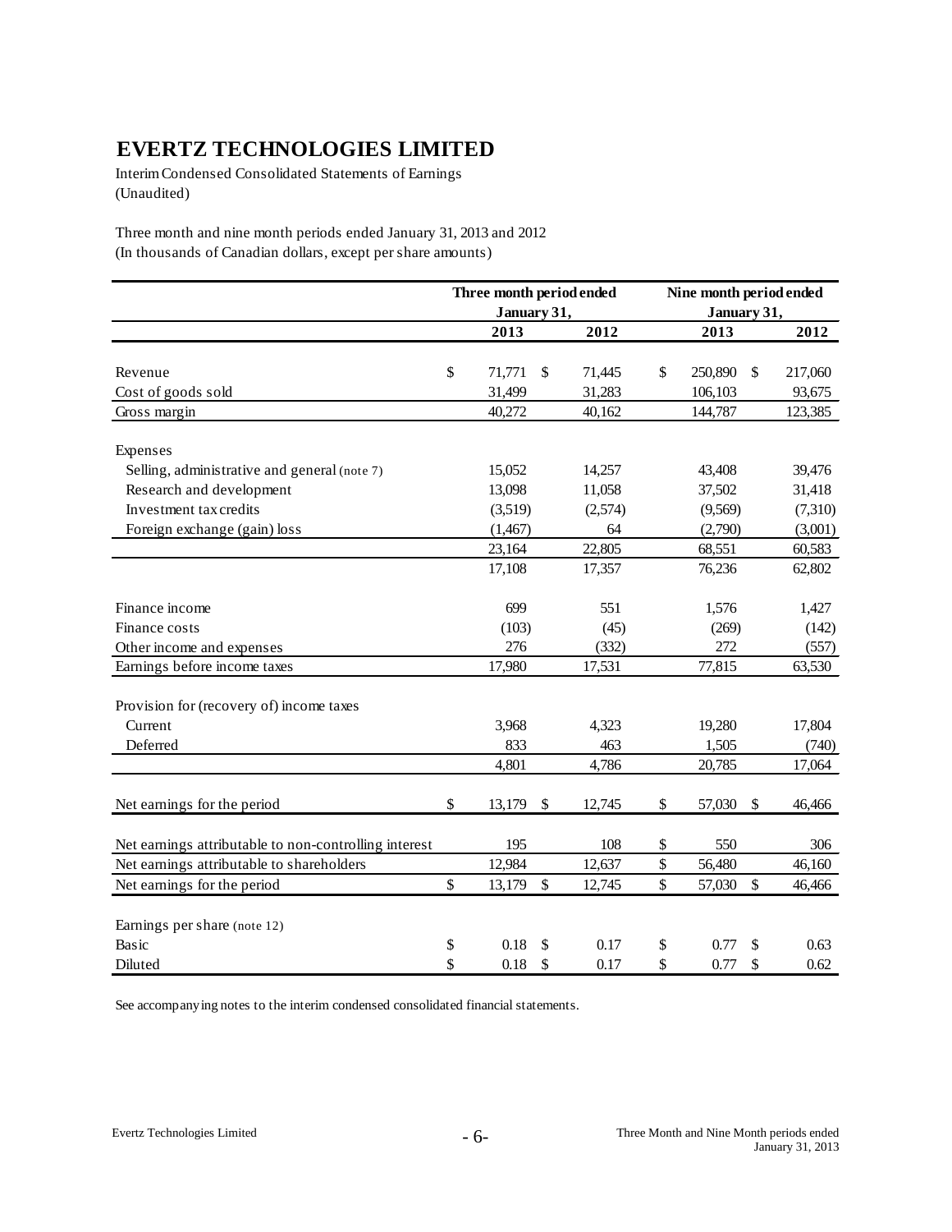# EVERTZ TECHNOLOGIES LIMITED

Interim Condensed Consolidated Statements of Earnings
(Unaudited)

Three month and nine month periods ended January 31, 2013 and 2012
(In thousands of Canadian dollars, except per share amounts)

| | Three month period ended January 31, | | Nine month period ended January 31, | |
|---|---|---|---|---|
| | 2013 | 2012 | 2013 | 2012 |
| Revenue | $ 71,771 | $ 71,445 | $ 250,890 | $ 217,060 |
| Cost of goods sold | 31,499 | 31,283 | 106,103 | 93,675 |
| Gross margin | 40,272 | 40,162 | 144,787 | 123,385 |
| Expenses | | | | |
| Selling, administrative and general (note 7) | 15,052 | 14,257 | 43,408 | 39,476 |
| Research and development | 13,098 | 11,058 | 37,502 | 31,418 |
| Investment tax credits | (3,519) | (2,574) | (9,569) | (7,310) |
| Foreign exchange (gain) loss | (1,467) | 64 | (2,790) | (3,001) |
| | 23,164 | 22,805 | 68,551 | 60,583 |
| | 17,108 | 17,357 | 76,236 | 62,802 |
| Finance income | 699 | 551 | 1,576 | 1,427 |
| Finance costs | (103) | (45) | (269) | (142) |
| Other income and expenses | 276 | (332) | 272 | (557) |
| Earnings before income taxes | 17,980 | 17,531 | 77,815 | 63,530 |
| Provision for (recovery of) income taxes | | | | |
| Current | 3,968 | 4,323 | 19,280 | 17,804 |
| Deferred | 833 | 463 | 1,505 | (740) |
| | 4,801 | 4,786 | 20,785 | 17,064 |
| Net earnings for the period | $ 13,179 | $ 12,745 | $ 57,030 | $ 46,466 |
| Net earnings attributable to non-controlling interest | 195 | 108 | $ 550 | 306 |
| Net earnings attributable to shareholders | 12,984 | 12,637 | $ 56,480 | 46,160 |
| Net earnings for the period | $ 13,179 | $ 12,745 | $ 57,030 | $ 46,466 |
| Earnings per share (note 12) | | | | |
| Basic | $ 0.18 | $ 0.17 | $ 0.77 | $ 0.63 |
| Diluted | $ 0.18 | $ 0.17 | $ 0.77 | $ 0.62 |

See accompanying notes to the interim condensed consolidated financial statements.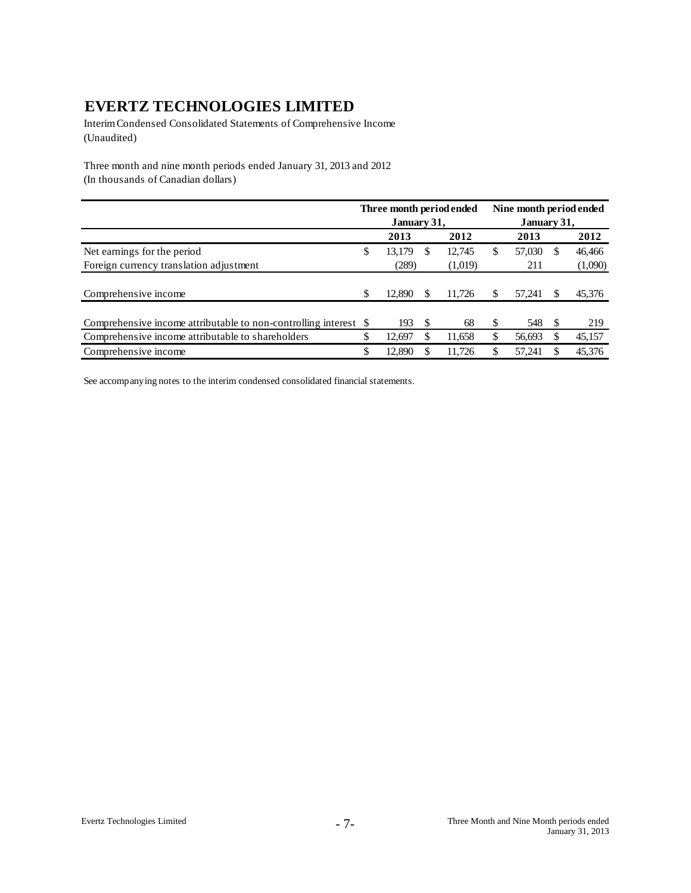# EVERTZ TECHNOLOGIES LIMITED

Interim Condensed Consolidated Statements of Comprehensive Income
(Unaudited)

Three month and nine month periods ended January 31, 2013 and 2012
(In thousands of Canadian dollars)

| | Three month period ended January 31, | | Nine month period ended January 31, | |
|---|---|---|---|---|
| | **2013** | **2012** | **2013** | **2012** |
| Net earnings for the period | $ 13,179 | $ 12,745 | $ 57,030 | $ 46,466 |
| Foreign currency translation adjustment | (289) | (1,019) | 211 | (1,090) |
| Comprehensive income | $ 12,890 | $ 11,726 | $ 57,241 | $ 45,376 |
| Comprehensive income attributable to non-controlling interest | $ 193 | $ 68 | $ 548 | $ 219 |
| Comprehensive income attributable to shareholders | $ 12,697 | $ 11,658 | $ 56,693 | $ 45,157 |
| Comprehensive income | $ 12,890 | $ 11,726 | $ 57,241 | $ 45,376 |

See accompanying notes to the interim condensed consolidated financial statements.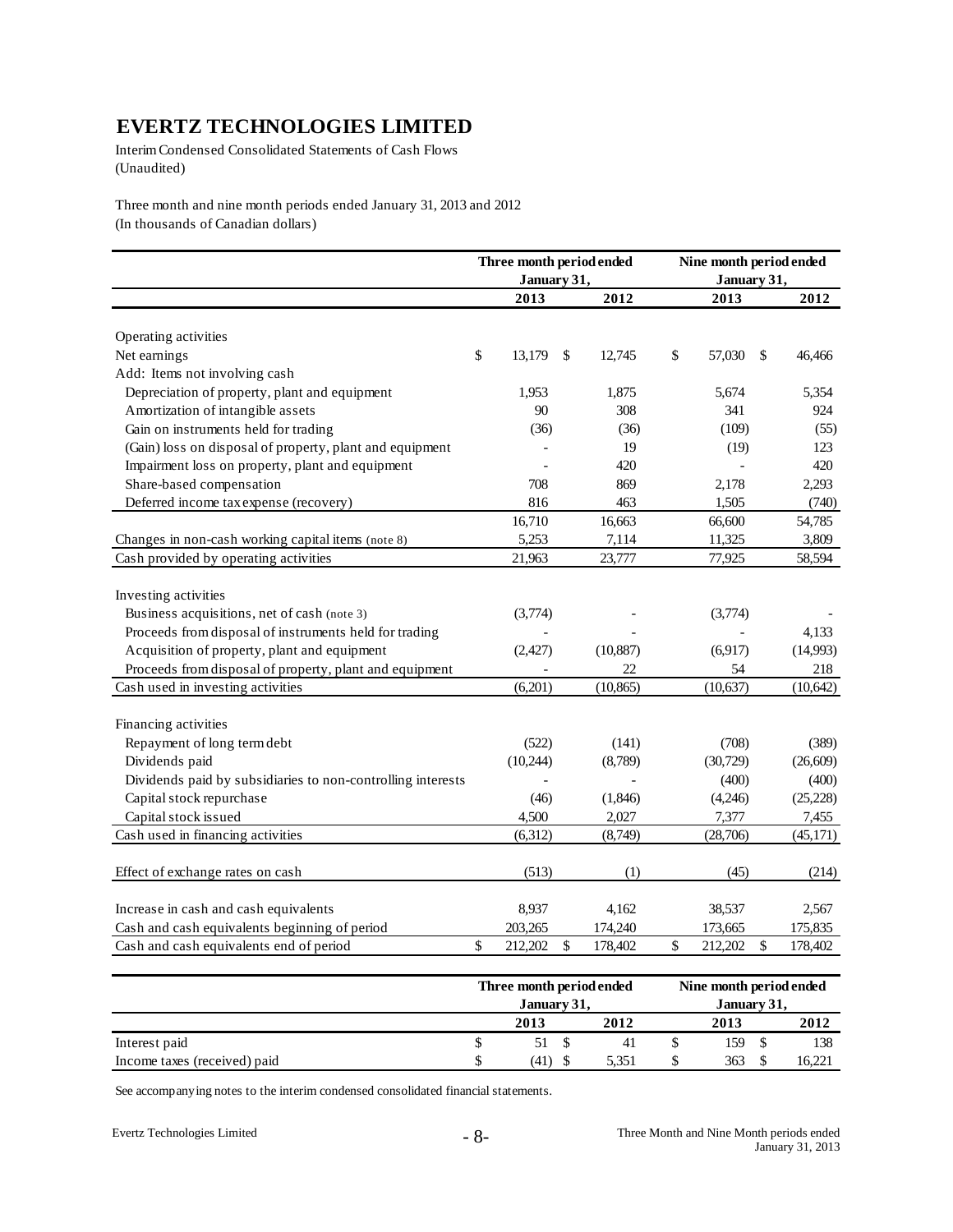# EVERTZ TECHNOLOGIES LIMITED

Interim Condensed Consolidated Statements of Cash Flows
(Unaudited)

Three month and nine month periods ended January 31, 2013 and 2012
(In thousands of Canadian dollars)

| | Three month period ended January 31, | | Nine month period ended January 31, | |
|---|---|---|---|---|
| | 2013 | 2012 | 2013 | 2012 |
| Operating activities | | | | |
| Net earnings | $ 13,179 | $ 12,745 | $ 57,030 | $ 46,466 |
| Add: Items not involving cash | | | | |
| Depreciation of property, plant and equipment | 1,953 | 1,875 | 5,674 | 5,354 |
| Amortization of intangible assets | 90 | 308 | 341 | 924 |
| Gain on instruments held for trading | (36) | (36) | (109) | (55) |
| (Gain) loss on disposal of property, plant and equipment | - | 19 | (19) | 123 |
| Impairment loss on property, plant and equipment | - | 420 | - | 420 |
| Share-based compensation | 708 | 869 | 2,178 | 2,293 |
| Deferred income tax expense (recovery) | 816 | 463 | 1,505 | (740) |
| | 16,710 | 16,663 | 66,600 | 54,785 |
| Changes in non-cash working capital items (note 8) | 5,253 | 7,114 | 11,325 | 3,809 |
| Cash provided by operating activities | 21,963 | 23,777 | 77,925 | 58,594 |
| Investing activities | | | | |
| Business acquisitions, net of cash (note 3) | (3,774) | - | (3,774) | - |
| Proceeds from disposal of instruments held for trading | - | - | - | 4,133 |
| Acquisition of property, plant and equipment | (2,427) | (10,887) | (6,917) | (14,993) |
| Proceeds from disposal of property, plant and equipment | - | 22 | 54 | 218 |
| Cash used in investing activities | (6,201) | (10,865) | (10,637) | (10,642) |
| Financing activities | | | | |
| Repayment of long term debt | (522) | (141) | (708) | (389) |
| Dividends paid | (10,244) | (8,789) | (30,729) | (26,609) |
| Dividends paid by subsidiaries to non-controlling interests | - | - | (400) | (400) |
| Capital stock repurchase | (46) | (1,846) | (4,246) | (25,228) |
| Capital stock issued | 4,500 | 2,027 | 7,377 | 7,455 |
| Cash used in financing activities | (6,312) | (8,749) | (28,706) | (45,171) |
| Effect of exchange rates on cash | (513) | (1) | (45) | (214) |
| Increase in cash and cash equivalents | 8,937 | 4,162 | 38,537 | 2,567 |
| Cash and cash equivalents beginning of period | 203,265 | 174,240 | 173,665 | 175,835 |
| Cash and cash equivalents end of period | $ 212,202 | $ 178,402 | $ 212,202 | $ 178,402 |

| | Three month period ended January 31, | | Nine month period ended January 31, | |
|---|---|---|---|---|
| | 2013 | 2012 | 2013 | 2012 |
| Interest paid | $ 51 | $ 41 | $ 159 | $ 138 |
| Income taxes (received) paid | $ (41) | $ 5,351 | $ 363 | $ 16,221 |

See accompanying notes to the interim condensed consolidated financial statements.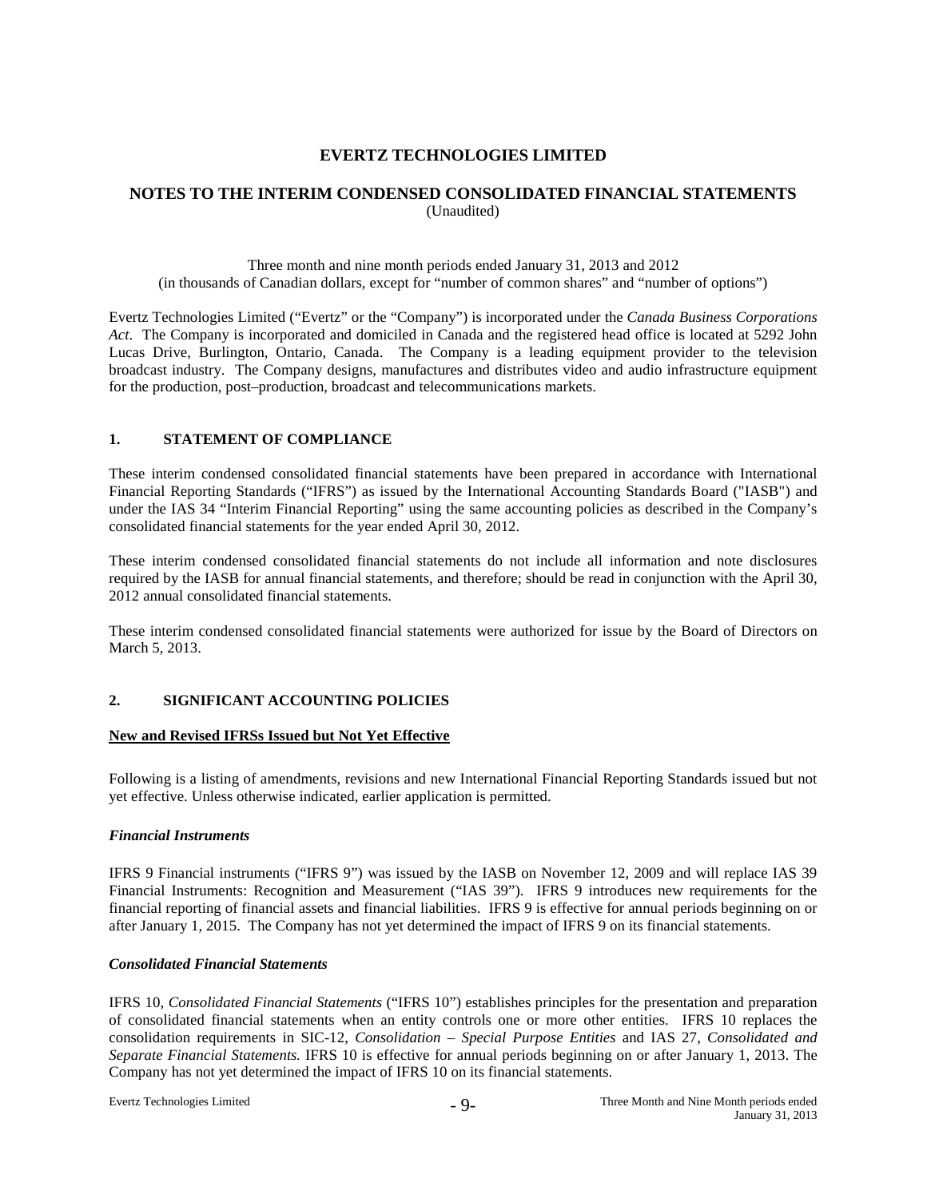# EVERTZ TECHNOLOGIES LIMITED

## NOTES TO THE INTERIM CONDENSED CONSOLIDATED FINANCIAL STATEMENTS

(Unaudited)

Three month and nine month periods ended January 31, 2013 and 2012
(in thousands of Canadian dollars, except for "number of common shares" and "number of options")

Evertz Technologies Limited ("Evertz" or the "Company") is incorporated under the *Canada Business Corporations Act*. The Company is incorporated and domiciled in Canada and the registered head office is located at 5292 John Lucas Drive, Burlington, Ontario, Canada. The Company is a leading equipment provider to the television broadcast industry. The Company designs, manufactures and distributes video and audio infrastructure equipment for the production, post–production, broadcast and telecommunications markets.

### 1. STATEMENT OF COMPLIANCE

These interim condensed consolidated financial statements have been prepared in accordance with International Financial Reporting Standards ("IFRS") as issued by the International Accounting Standards Board ("IASB") and under the IAS 34 "Interim Financial Reporting" using the same accounting policies as described in the Company's consolidated financial statements for the year ended April 30, 2012.

These interim condensed consolidated financial statements do not include all information and note disclosures required by the IASB for annual financial statements, and therefore; should be read in conjunction with the April 30, 2012 annual consolidated financial statements.

These interim condensed consolidated financial statements were authorized for issue by the Board of Directors on March 5, 2013.

### 2. SIGNIFICANT ACCOUNTING POLICIES

**New and Revised IFRSs Issued but Not Yet Effective**

Following is a listing of amendments, revisions and new International Financial Reporting Standards issued but not yet effective. Unless otherwise indicated, earlier application is permitted.

***Financial Instruments***

IFRS 9 Financial instruments ("IFRS 9") was issued by the IASB on November 12, 2009 and will replace IAS 39 Financial Instruments: Recognition and Measurement ("IAS 39"). IFRS 9 introduces new requirements for the financial reporting of financial assets and financial liabilities. IFRS 9 is effective for annual periods beginning on or after January 1, 2015. The Company has not yet determined the impact of IFRS 9 on its financial statements.

***Consolidated Financial Statements***

IFRS 10, *Consolidated Financial Statements* ("IFRS 10") establishes principles for the presentation and preparation of consolidated financial statements when an entity controls one or more other entities. IFRS 10 replaces the consolidation requirements in SIC-12, *Consolidation – Special Purpose Entities* and IAS 27, *Consolidated and Separate Financial Statements.* IFRS 10 is effective for annual periods beginning on or after January 1, 2013. The Company has not yet determined the impact of IFRS 10 on its financial statements.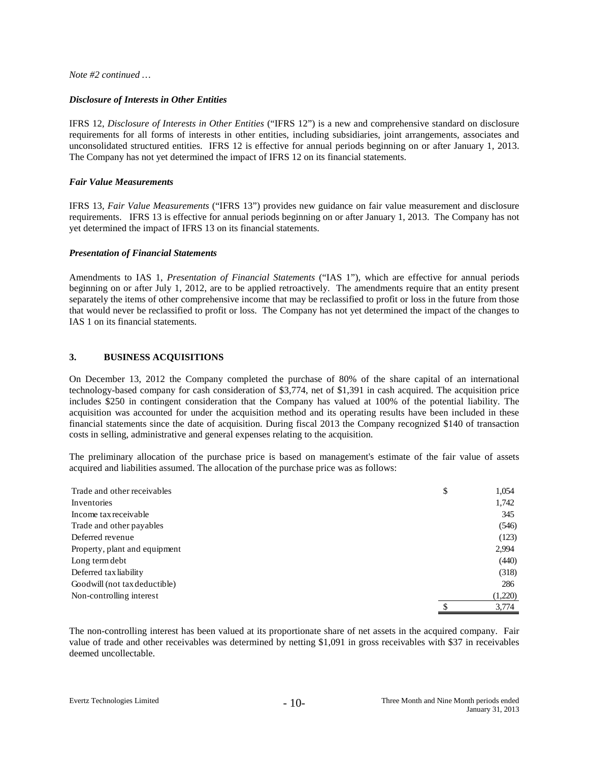*Note #2 continued …*

***Disclosure of Interests in Other Entities***

IFRS 12, *Disclosure of Interests in Other Entities* ("IFRS 12") is a new and comprehensive standard on disclosure requirements for all forms of interests in other entities, including subsidiaries, joint arrangements, associates and unconsolidated structured entities. IFRS 12 is effective for annual periods beginning on or after January 1, 2013. The Company has not yet determined the impact of IFRS 12 on its financial statements.

***Fair Value Measurements***

IFRS 13, *Fair Value Measurements* ("IFRS 13") provides new guidance on fair value measurement and disclosure requirements. IFRS 13 is effective for annual periods beginning on or after January 1, 2013. The Company has not yet determined the impact of IFRS 13 on its financial statements.

***Presentation of Financial Statements***

Amendments to IAS 1, *Presentation of Financial Statements* ("IAS 1"), which are effective for annual periods beginning on or after July 1, 2012, are to be applied retroactively. The amendments require that an entity present separately the items of other comprehensive income that may be reclassified to profit or loss in the future from those that would never be reclassified to profit or loss. The Company has not yet determined the impact of the changes to IAS 1 on its financial statements.

## 3. BUSINESS ACQUISITIONS

On December 13, 2012 the Company completed the purchase of 80% of the share capital of an international technology-based company for cash consideration of $3,774, net of $1,391 in cash acquired. The acquisition price includes $250 in contingent consideration that the Company has valued at 100% of the potential liability. The acquisition was accounted for under the acquisition method and its operating results have been included in these financial statements since the date of acquisition. During fiscal 2013 the Company recognized $140 of transaction costs in selling, administrative and general expenses relating to the acquisition.

The preliminary allocation of the purchase price is based on management's estimate of the fair value of assets acquired and liabilities assumed. The allocation of the purchase price was as follows:

| | | |
|---|---|---|
| Trade and other receivables | $ | 1,054 |
| Inventories | | 1,742 |
| Income tax receivable | | 345 |
| Trade and other payables | | (546) |
| Deferred revenue | | (123) |
| Property, plant and equipment | | 2,994 |
| Long term debt | | (440) |
| Deferred tax liability | | (318) |
| Goodwill (not tax deductible) | | 286 |
| Non-controlling interest | | (1,220) |
| | $ | 3,774 |

The non-controlling interest has been valued at its proportionate share of net assets in the acquired company. Fair value of trade and other receivables was determined by netting $1,091 in gross receivables with $37 in receivables deemed uncollectable.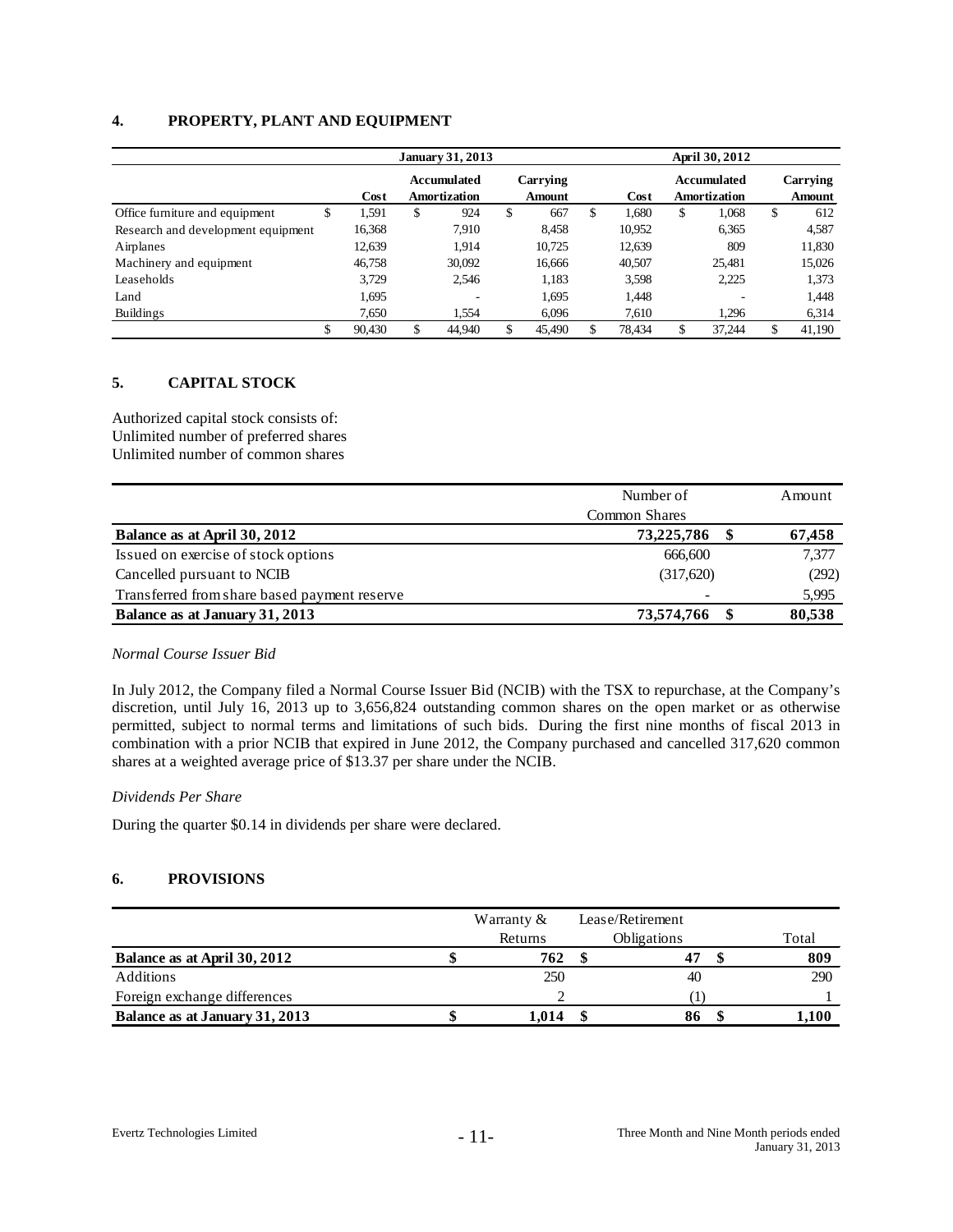## 4. PROPERTY, PLANT AND EQUIPMENT

| | January 31, 2013 | | | April 30, 2012 | | |
|---|---|---|---|---|---|---|
| | Cost | Accumulated Amortization | Carrying Amount | Cost | Accumulated Amortization | Carrying Amount |
| Office furniture and equipment | $ 1,591 | $ 924 | $ 667 | $ 1,680 | $ 1,068 | $ 612 |
| Research and development equipment | 16,368 | 7,910 | 8,458 | 10,952 | 6,365 | 4,587 |
| Airplanes | 12,639 | 1,914 | 10,725 | 12,639 | 809 | 11,830 |
| Machinery and equipment | 46,758 | 30,092 | 16,666 | 40,507 | 25,481 | 15,026 |
| Leaseholds | 3,729 | 2,546 | 1,183 | 3,598 | 2,225 | 1,373 |
| Land | 1,695 | - | 1,695 | 1,448 | - | 1,448 |
| Buildings | 7,650 | 1,554 | 6,096 | 7,610 | 1,296 | 6,314 |
| | $ 90,430 | $ 44,940 | $ 45,490 | $ 78,434 | $ 37,244 | $ 41,190 |

## 5. CAPITAL STOCK

Authorized capital stock consists of:
Unlimited number of preferred shares
Unlimited number of common shares

| | Number of Common Shares | Amount |
|---|---|---|
| **Balance as at April 30, 2012** | **73,225,786** | **$ 67,458** |
| Issued on exercise of stock options | 666,600 | 7,377 |
| Cancelled pursuant to NCIB | (317,620) | (292) |
| Transferred from share based payment reserve | - | 5,995 |
| **Balance as at January 31, 2013** | **73,574,766** | **$ 80,538** |

*Normal Course Issuer Bid*

In July 2012, the Company filed a Normal Course Issuer Bid (NCIB) with the TSX to repurchase, at the Company's discretion, until July 16, 2013 up to 3,656,824 outstanding common shares on the open market or as otherwise permitted, subject to normal terms and limitations of such bids. During the first nine months of fiscal 2013 in combination with a prior NCIB that expired in June 2012, the Company purchased and cancelled 317,620 common shares at a weighted average price of $13.37 per share under the NCIB.

*Dividends Per Share*

During the quarter $0.14 in dividends per share were declared.

## 6. PROVISIONS

| | Warranty & Returns | Lease/Retirement Obligations | Total |
|---|---|---|---|
| **Balance as at April 30, 2012** | **$ 762** | **$ 47** | **$ 809** |
| Additions | 250 | 40 | 290 |
| Foreign exchange differences | 2 | (1) | 1 |
| **Balance as at January 31, 2013** | **$ 1,014** | **$ 86** | **$ 1,100** |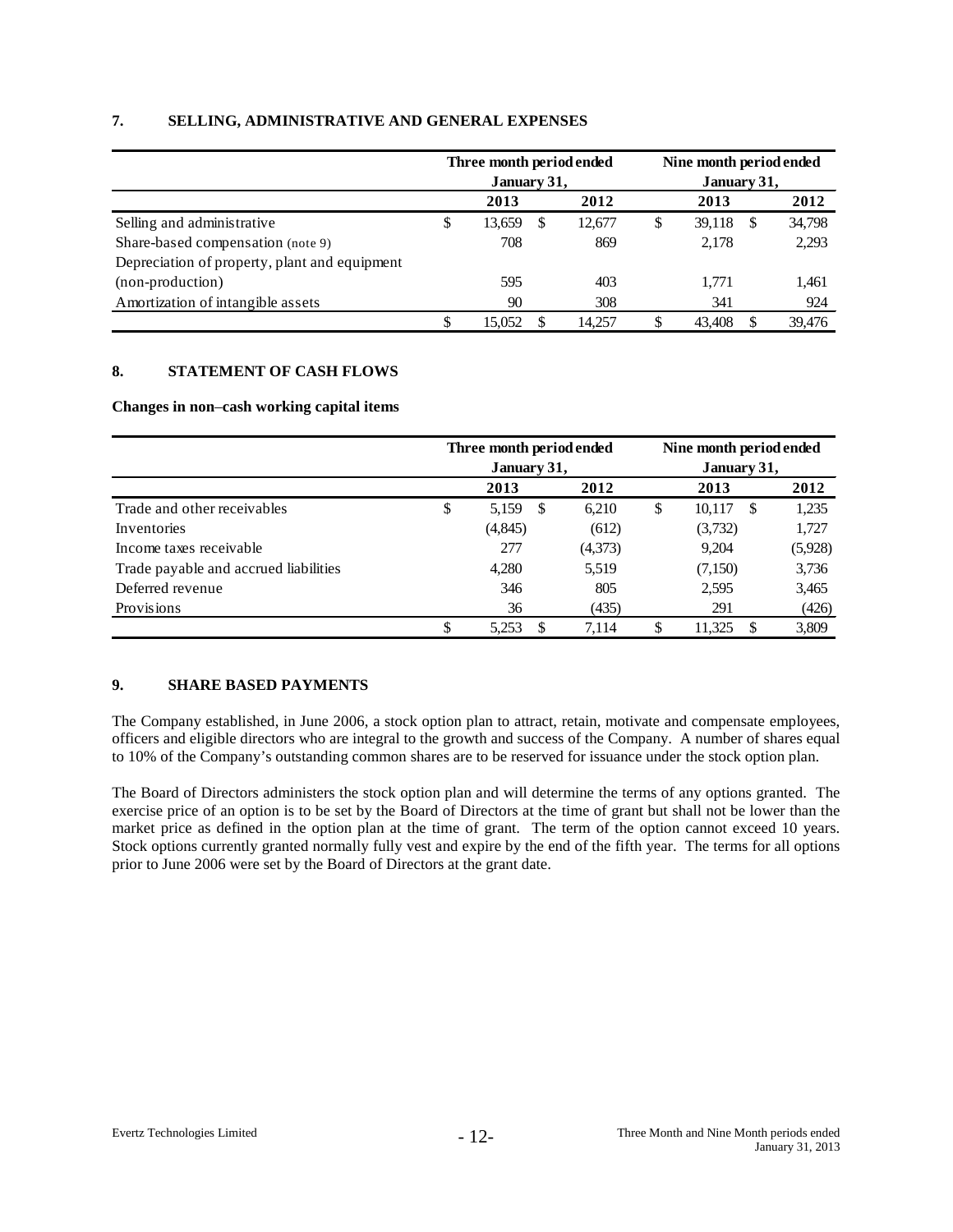## 7. SELLING, ADMINISTRATIVE AND GENERAL EXPENSES

| | Three month period ended January 31, | | Nine month period ended January 31, | |
|---|---|---|---|---|
| | 2013 | 2012 | 2013 | 2012 |
| Selling and administrative | $ 13,659 | $ 12,677 | $ 39,118 | $ 34,798 |
| Share-based compensation (note 9) | 708 | 869 | 2,178 | 2,293 |
| Depreciation of property, plant and equipment (non-production) | 595 | 403 | 1,771 | 1,461 |
| Amortization of intangible assets | 90 | 308 | 341 | 924 |
| | $ 15,052 | $ 14,257 | $ 43,408 | $ 39,476 |

## 8. STATEMENT OF CASH FLOWS

**Changes in non–cash working capital items**

| | Three month period ended January 31, | | Nine month period ended January 31, | |
|---|---|---|---|---|
| | 2013 | 2012 | 2013 | 2012 |
| Trade and other receivables | $ 5,159 | $ 6,210 | $ 10,117 | $ 1,235 |
| Inventories | (4,845) | (612) | (3,732) | 1,727 |
| Income taxes receivable | 277 | (4,373) | 9,204 | (5,928) |
| Trade payable and accrued liabilities | 4,280 | 5,519 | (7,150) | 3,736 |
| Deferred revenue | 346 | 805 | 2,595 | 3,465 |
| Provisions | 36 | (435) | 291 | (426) |
| | $ 5,253 | $ 7,114 | $ 11,325 | $ 3,809 |

## 9. SHARE BASED PAYMENTS

The Company established, in June 2006, a stock option plan to attract, retain, motivate and compensate employees, officers and eligible directors who are integral to the growth and success of the Company. A number of shares equal to 10% of the Company's outstanding common shares are to be reserved for issuance under the stock option plan.

The Board of Directors administers the stock option plan and will determine the terms of any options granted. The exercise price of an option is to be set by the Board of Directors at the time of grant but shall not be lower than the market price as defined in the option plan at the time of grant. The term of the option cannot exceed 10 years. Stock options currently granted normally fully vest and expire by the end of the fifth year. The terms for all options prior to June 2006 were set by the Board of Directors at the grant date.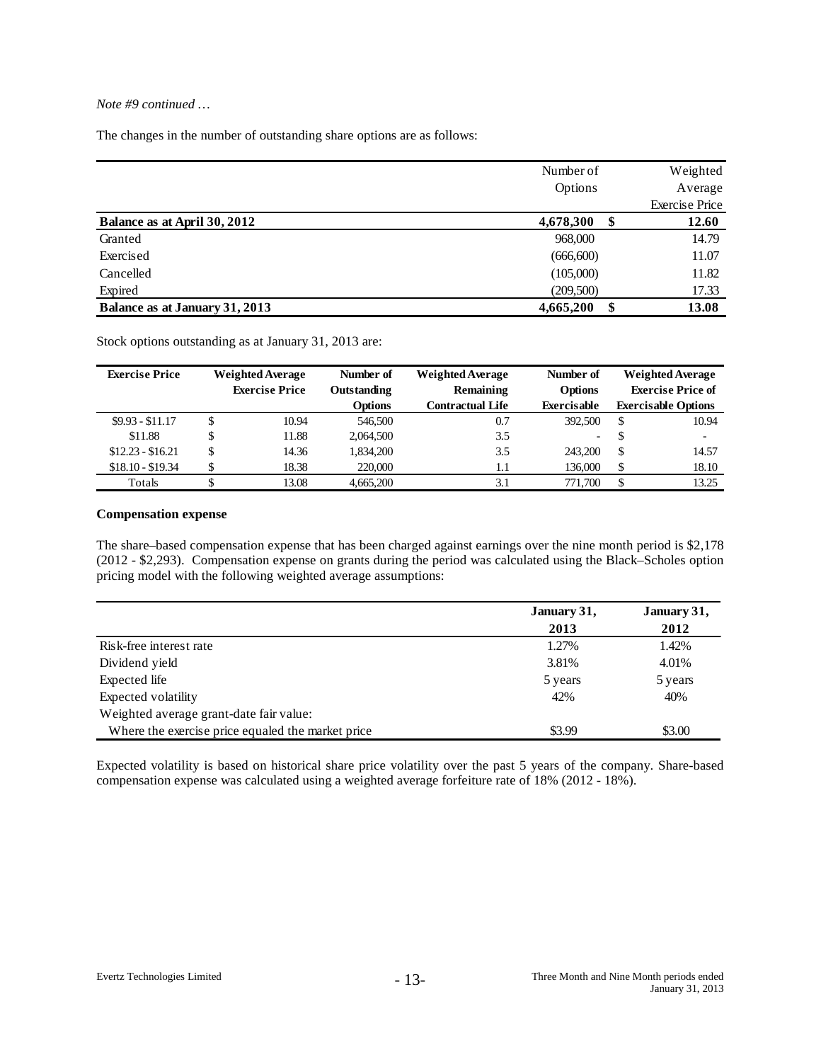*Note #9 continued …*

The changes in the number of outstanding share options are as follows:

| | Number of Options | Weighted Average Exercise Price |
|---|---|---|
| **Balance as at April 30, 2012** | **4,678,300** | **$ 12.60** |
| Granted | 968,000 | 14.79 |
| Exercised | (666,600) | 11.07 |
| Cancelled | (105,000) | 11.82 |
| Expired | (209,500) | 17.33 |
| **Balance as at January 31, 2013** | **4,665,200** | **$ 13.08** |

Stock options outstanding as at January 31, 2013 are:

| Exercise Price | Weighted Average Exercise Price | Number of Outstanding Options | Weighted Average Remaining Contractual Life | Number of Options Exercisable | Weighted Average Exercise Price of Exercisable Options |
|---|---|---|---|---|---|
| $9.93 - $11.17 | $ 10.94 | 546,500 | 0.7 | 392,500 | $ 10.94 |
| $11.88 | $ 11.88 | 2,064,500 | 3.5 | - | $ - |
| $12.23 - $16.21 | $ 14.36 | 1,834,200 | 3.5 | 243,200 | $ 14.57 |
| $18.10 - $19.34 | $ 18.38 | 220,000 | 1.1 | 136,000 | $ 18.10 |
| Totals | $ 13.08 | 4,665,200 | 3.1 | 771,700 | $ 13.25 |

**Compensation expense**

The share–based compensation expense that has been charged against earnings over the nine month period is $2,178 (2012 - $2,293). Compensation expense on grants during the period was calculated using the Black–Scholes option pricing model with the following weighted average assumptions:

| | January 31, 2013 | January 31, 2012 |
|---|---|---|
| Risk-free interest rate | 1.27% | 1.42% |
| Dividend yield | 3.81% | 4.01% |
| Expected life | 5 years | 5 years |
| Expected volatility | 42% | 40% |
| Weighted average grant-date fair value: | | |
| Where the exercise price equaled the market price | $3.99 | $3.00 |

Expected volatility is based on historical share price volatility over the past 5 years of the company. Share-based compensation expense was calculated using a weighted average forfeiture rate of 18% (2012 - 18%).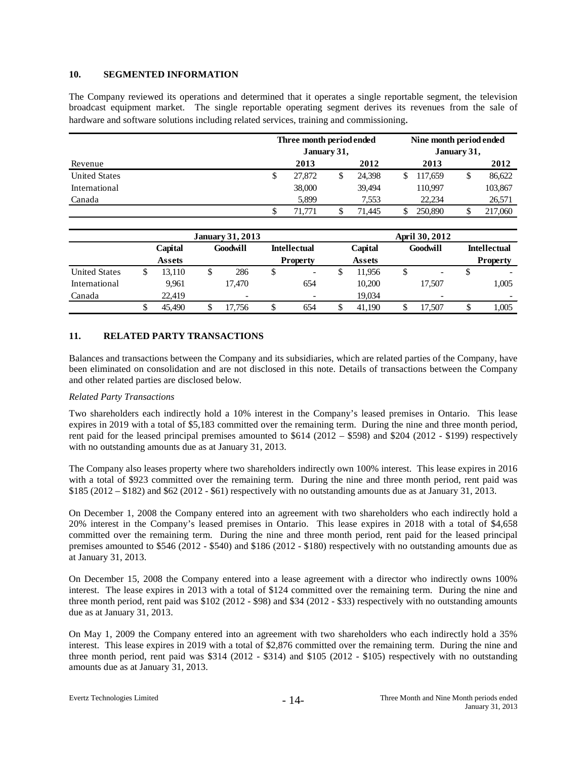## 10. SEGMENTED INFORMATION

The Company reviewed its operations and determined that it operates a single reportable segment, the television broadcast equipment market. The single reportable operating segment derives its revenues from the sale of hardware and software solutions including related services, training and commissioning.

| | Three month period ended January 31, | | Nine month period ended January 31, | |
|---|---|---|---|---|
| Revenue | 2013 | 2012 | 2013 | 2012 |
| United States | $ 27,872 | $ 24,398 | $ 117,659 | $ 86,622 |
| International | 38,000 | 39,494 | 110,997 | 103,867 |
| Canada | 5,899 | 7,553 | 22,234 | 26,571 |
| | $ 71,771 | $ 71,445 | $ 250,890 | $ 217,060 |

| | January 31, 2013 | | | April 30, 2012 | | |
|---|---|---|---|---|---|---|
| | Capital Assets | Goodwill | Intellectual Property | Capital Assets | Goodwill | Intellectual Property |
| United States | $ 13,110 | $ 286 | $ - | $ 11,956 | $ - | $ - |
| International | 9,961 | 17,470 | 654 | 10,200 | 17,507 | 1,005 |
| Canada | 22,419 | - | - | 19,034 | - | - |
| | $ 45,490 | $ 17,756 | $ 654 | $ 41,190 | $ 17,507 | $ 1,005 |

## 11. RELATED PARTY TRANSACTIONS

Balances and transactions between the Company and its subsidiaries, which are related parties of the Company, have been eliminated on consolidation and are not disclosed in this note. Details of transactions between the Company and other related parties are disclosed below.

*Related Party Transactions*

Two shareholders each indirectly hold a 10% interest in the Company's leased premises in Ontario. This lease expires in 2019 with a total of $5,183 committed over the remaining term. During the nine and three month period, rent paid for the leased principal premises amounted to $614 (2012 – $598) and $204 (2012 - $199) respectively with no outstanding amounts due as at January 31, 2013.

The Company also leases property where two shareholders indirectly own 100% interest. This lease expires in 2016 with a total of $923 committed over the remaining term. During the nine and three month period, rent paid was $185 (2012 – $182) and $62 (2012 - $61) respectively with no outstanding amounts due as at January 31, 2013.

On December 1, 2008 the Company entered into an agreement with two shareholders who each indirectly hold a 20% interest in the Company's leased premises in Ontario. This lease expires in 2018 with a total of $4,658 committed over the remaining term. During the nine and three month period, rent paid for the leased principal premises amounted to $546 (2012 - $540) and $186 (2012 - $180) respectively with no outstanding amounts due as at January 31, 2013.

On December 15, 2008 the Company entered into a lease agreement with a director who indirectly owns 100% interest. The lease expires in 2013 with a total of $124 committed over the remaining term. During the nine and three month period, rent paid was $102 (2012 - $98) and $34 (2012 - $33) respectively with no outstanding amounts due as at January 31, 2013.

On May 1, 2009 the Company entered into an agreement with two shareholders who each indirectly hold a 35% interest. This lease expires in 2019 with a total of $2,876 committed over the remaining term. During the nine and three month period, rent paid was $314 (2012 - $314) and $105 (2012 - $105) respectively with no outstanding amounts due as at January 31, 2013.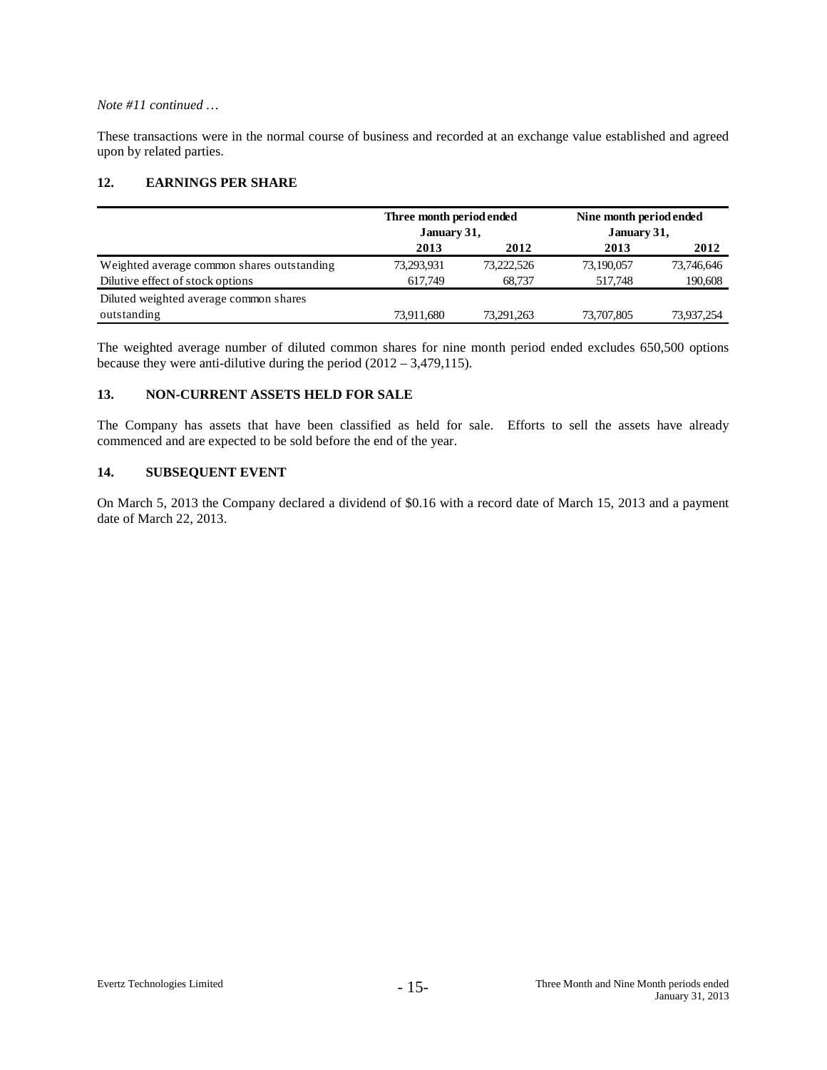*Note #11 continued …*

These transactions were in the normal course of business and recorded at an exchange value established and agreed upon by related parties.

## 12. EARNINGS PER SHARE

| | Three month period ended January 31, | | Nine month period ended January 31, | |
|---|---|---|---|---|
| | 2013 | 2012 | 2013 | 2012 |
| Weighted average common shares outstanding | 73,293,931 | 73,222,526 | 73,190,057 | 73,746,646 |
| Dilutive effect of stock options | 617,749 | 68,737 | 517,748 | 190,608 |
| Diluted weighted average common shares outstanding | 73,911,680 | 73,291,263 | 73,707,805 | 73,937,254 |

The weighted average number of diluted common shares for nine month period ended excludes 650,500 options because they were anti-dilutive during the period (2012 – 3,479,115).

## 13. NON-CURRENT ASSETS HELD FOR SALE

The Company has assets that have been classified as held for sale. Efforts to sell the assets have already commenced and are expected to be sold before the end of the year.

## 14. SUBSEQUENT EVENT

On March 5, 2013 the Company declared a dividend of $0.16 with a record date of March 15, 2013 and a payment date of March 22, 2013.